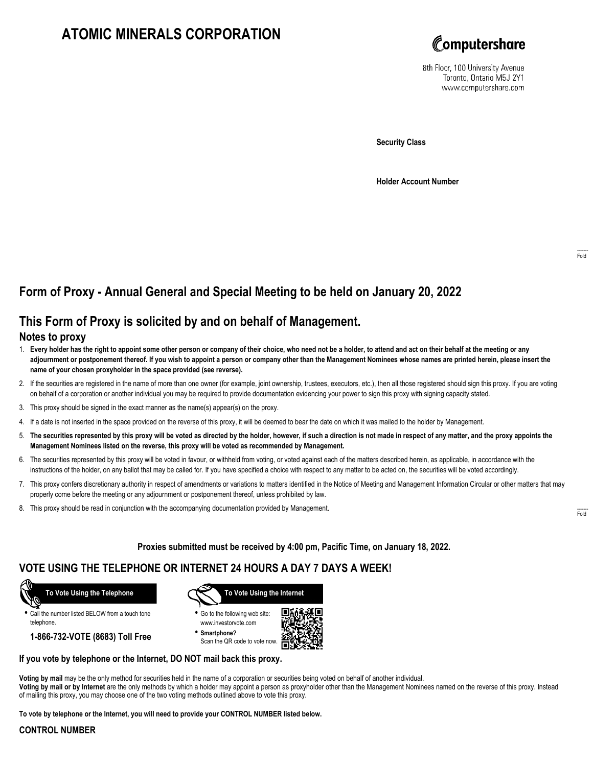# ATOMIC MINERALS CORPORATION

Computershare
8th Floor, 100 University Avenue
Toronto, Ontario M5J 2Y1
www.computershare.com

**Security Class**

**Holder Account Number**

Fold

## Form of Proxy - Annual General and Special Meeting to be held on January 20, 2022

## This Form of Proxy is solicited by and on behalf of Management.

### Notes to proxy

1. **Every holder has the right to appoint some other person or company of their choice, who need not be a holder, to attend and act on their behalf at the meeting or any adjournment or postponement thereof. If you wish to appoint a person or company other than the Management Nominees whose names are printed herein, please insert the name of your chosen proxyholder in the space provided (see reverse).**
2. If the securities are registered in the name of more than one owner (for example, joint ownership, trustees, executors, etc.), then all those registered should sign this proxy. If you are voting on behalf of a corporation or another individual you may be required to provide documentation evidencing your power to sign this proxy with signing capacity stated.
3. This proxy should be signed in the exact manner as the name(s) appear(s) on the proxy.
4. If a date is not inserted in the space provided on the reverse of this proxy, it will be deemed to bear the date on which it was mailed to the holder by Management.
5. **The securities represented by this proxy will be voted as directed by the holder, however, if such a direction is not made in respect of any matter, and the proxy appoints the Management Nominees listed on the reverse, this proxy will be voted as recommended by Management.**
6. The securities represented by this proxy will be voted in favour, or withheld from voting, or voted against each of the matters described herein, as applicable, in accordance with the instructions of the holder, on any ballot that may be called for. If you have specified a choice with respect to any matter to be acted on, the securities will be voted accordingly.
7. This proxy confers discretionary authority in respect of amendments or variations to matters identified in the Notice of Meeting and Management Information Circular or other matters that may properly come before the meeting or any adjournment or postponement thereof, unless prohibited by law.
8. This proxy should be read in conjunction with the accompanying documentation provided by Management.

Fold

**Proxies submitted must be received by 4:00 pm, Pacific Time, on January 18, 2022.**

## VOTE USING THE TELEPHONE OR INTERNET 24 HOURS A DAY 7 DAYS A WEEK!

**To Vote Using the Telephone**

- Call the number listed BELOW from a touch tone telephone.

**1-866-732-VOTE (8683) Toll Free**

**To Vote Using the Internet**

- Go to the following web site: www.investorvote.com
- **Smartphone?** Scan the QR code to vote now.

**If you vote by telephone or the Internet, DO NOT mail back this proxy.**

**Voting by mail** may be the only method for securities held in the name of a corporation or securities being voted on behalf of another individual.
**Voting by mail or by Internet** are the only methods by which a holder may appoint a person as proxyholder other than the Management Nominees named on the reverse of this proxy. Instead of mailing this proxy, you may choose one of the two voting methods outlined above to vote this proxy.

**To vote by telephone or the Internet, you will need to provide your CONTROL NUMBER listed below.**

**CONTROL NUMBER**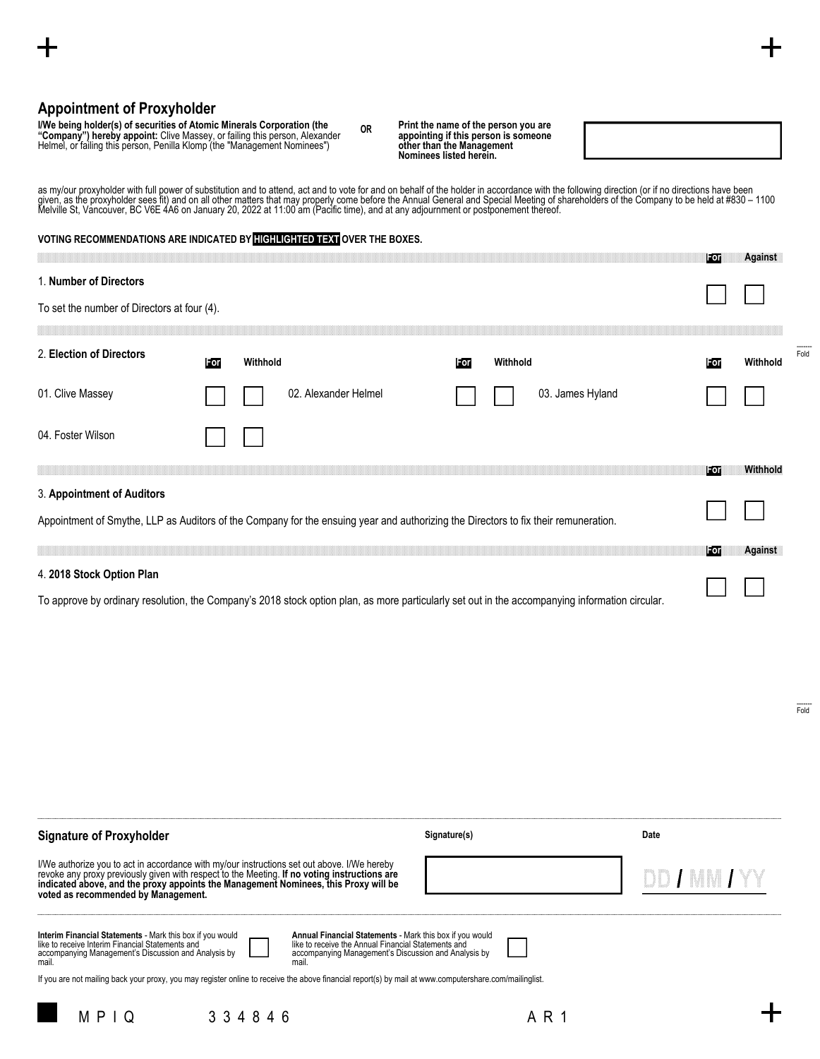## Appointment of Proxyholder

**I/We being holder(s) of securities of Atomic Minerals Corporation (the "Company") hereby appoint:** Clive Massey, or failing this person, Alexander Helmel, or failing this person, Penilla Klomp (the "Management Nominees")

**OR**

**Print the name of the person you are appointing if this person is someone other than the Management Nominees listed herein.**

as my/our proxyholder with full power of substitution and to attend, act and to vote for and on behalf of the holder in accordance with the following direction (or if no directions have been given, as the proxyholder sees fit) and on all other matters that may properly come before the Annual General and Special Meeting of shareholders of the Company to be held at #830 – 1100 Melville St, Vancouver, BC V6E 4A6 on January 20, 2022 at 11:00 am (Pacific time), and at any adjournment or postponement thereof.

**VOTING RECOMMENDATIONS ARE INDICATED BY HIGHLIGHTED TEXT OVER THE BOXES.**

| | For | Against |
|---|---|---|
| 1. **Number of Directors**<br>To set the number of Directors at four (4). | ☐ | ☐ |

2. **Election of Directors**

| | For | Withhold |
|---|---|---|
| 01. Clive Massey | ☐ | ☐ |
| 02. Alexander Helmel | ☐ | ☐ |
| 03. James Hyland | ☐ | ☐ |
| 04. Foster Wilson | ☐ | ☐ |

| | For | Withhold |
|---|---|---|
| 3. **Appointment of Auditors**<br>Appointment of Smythe, LLP as Auditors of the Company for the ensuing year and authorizing the Directors to fix their remuneration. | ☐ | ☐ |

| | For | Against |
|---|---|---|
| 4. **2018 Stock Option Plan**<br>To approve by ordinary resolution, the Company's 2018 stock option plan, as more particularly set out in the accompanying information circular. | ☐ | ☐ |

## Signature of Proxyholder

I/We authorize you to act in accordance with my/our instructions set out above. I/We hereby revoke any proxy previously given with respect to the Meeting. **If no voting instructions are indicated above, and the proxy appoints the Management Nominees, this Proxy will be voted as recommended by Management.**

**Signature(s)**

**Date**

DD / MM / YY

**Interim Financial Statements** - Mark this box if you would like to receive Interim Financial Statements and accompanying Management's Discussion and Analysis by mail. ☐

**Annual Financial Statements** - Mark this box if you would like to receive the Annual Financial Statements and accompanying Management's Discussion and Analysis by mail. ☐

If you are not mailing back your proxy, you may register online to receive the above financial report(s) by mail at www.computershare.com/mailinglist.

M P I Q 3 3 4 8 4 6 A R 1